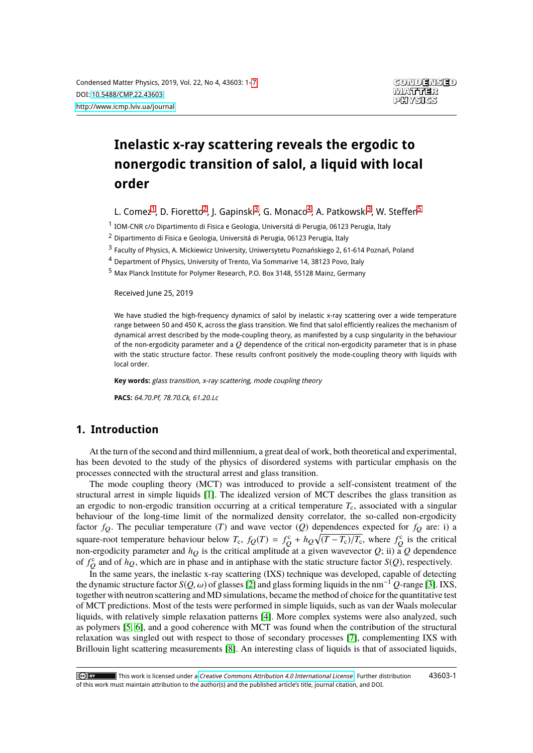# Inelastic x-ray scattering reveals the ergodic to nonergodic transition of salol, a liquid with local order

L. Comez[1], D. Fioretto[2], J. Gapinski[3], G. Monaco[4], A. Patkowski[3], W. Steffen[5]

[1] IOM-CNR c/o Dipartimento di Fisica e Geologia, Universitá di Perugia, 06123 Perugia, Italy

[2] Dipartimento di Fisica e Geologia, Universitá di Perugia, 06123 Perugia, Italy

[3] Faculty of Physics, A. Mickiewicz University, Uniwersytetu Poznańskiego 2, 61-614 Poznań, Poland

[4] Department of Physics, University of Trento, Via Sommarive 14, 38123 Povo, Italy

[5] Max Planck Institute for Polymer Research, P.O. Box 3148, 55128 Mainz, Germany

Received June 25, 2019

We have studied the high-frequency dynamics of salol by inelastic x-ray scattering over a wide temperature range between 50 and 450 K, across the glass transition. We find that salol efficiently realizes the mechanism of dynamical arrest described by the mode-coupling theory, as manifested by a cusp singularity in the behaviour of the non-ergodicity parameter and a $Q$ dependence of the critical non-ergodicity parameter that is in phase with the static structure factor. These results confront positively the mode-coupling theory with liquids with local order.

**Key words:** *glass transition, x-ray scattering, mode coupling theory*

**PACS:** *64.70.Pf, 78.70.Ck, 61.20.Lc*

## 1. Introduction

At the turn of the second and third millennium, a great deal of work, both theoretical and experimental, has been devoted to the study of the physics of disordered systems with particular emphasis on the processes connected with the structural arrest and glass transition.

The mode coupling theory (MCT) was introduced to provide a self-consistent treatment of the structural arrest in simple liquids [1]. The idealized version of MCT describes the glass transition as an ergodic to non-ergodic transition occurring at a critical temperature $T_\mathrm{c}$, associated with a singular behaviour of the long-time limit of the normalized density correlator, the so-called non-ergodicity factor $f_Q$. The peculiar temperature ($T$) and wave vector ($Q$) dependences expected for $f_Q$ are: i) a square-root temperature behaviour below $T_\mathrm{c}$, $f_Q(T) = f_Q^\mathrm{c} + h_Q\sqrt{(T - T_\mathrm{c})/T_\mathrm{c}}$, where $f_Q^\mathrm{c}$ is the critical non-ergodicity parameter and $h_Q$ is the critical amplitude at a given wavevector $Q$; ii) a $Q$ dependence of $f_Q^\mathrm{c}$ and of $h_Q$, which are in phase and in antiphase with the static structure factor $S(Q)$, respectively.

In the same years, the inelastic x-ray scattering (IXS) technique was developed, capable of detecting the dynamic structure factor $S(Q, \omega)$ of glasses [2] and glass forming liquids in the nm$^{-1}$ $Q$-range [3]. IXS, together with neutron scattering and MD simulations, became the method of choice for the quantitative test of MCT predictions. Most of the tests were performed in simple liquids, such as van der Waals molecular liquids, with relatively simple relaxation patterns [4]. More complex systems were also analyzed, such as polymers [5, 6], and a good coherence with MCT was found when the contribution of the structural relaxation was singled out with respect to those of secondary processes [7], complementing IXS with Brillouin light scattering measurements [8]. An interesting class of liquids is that of associated liquids,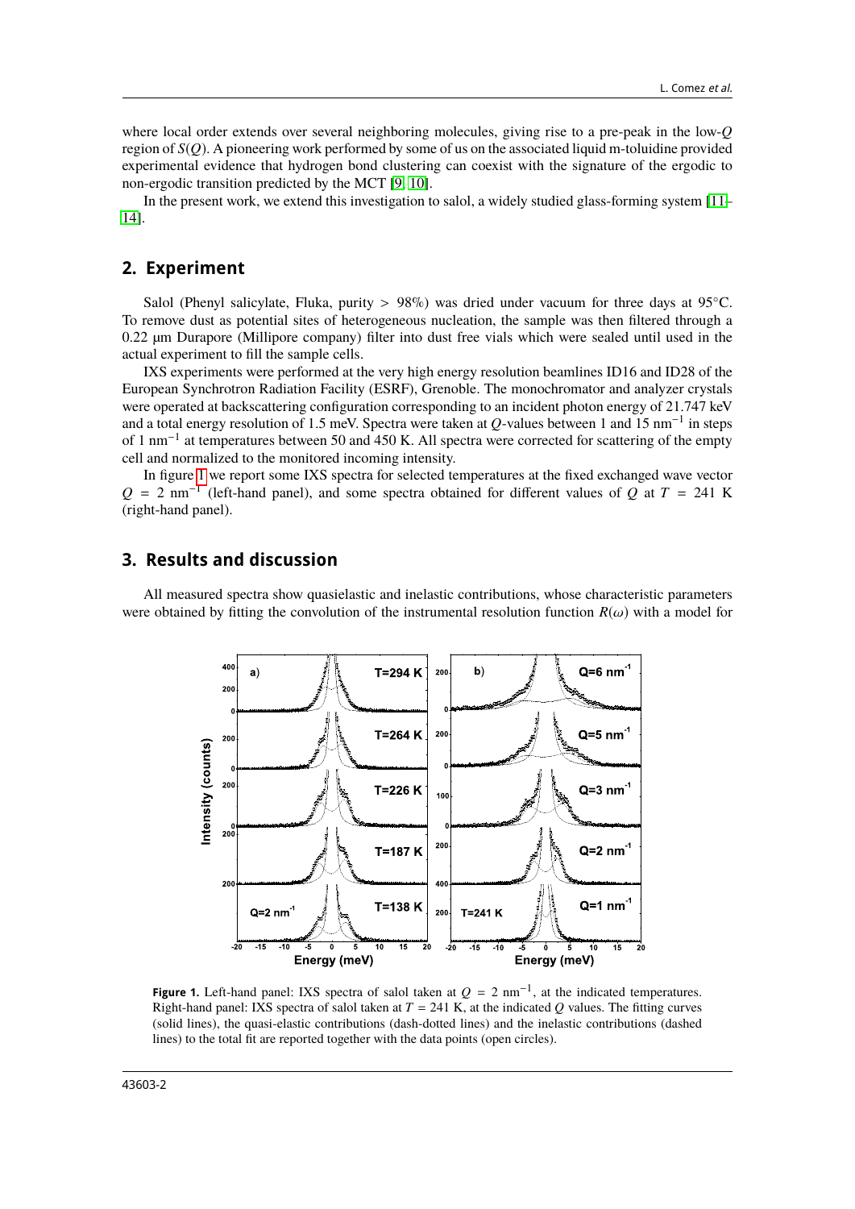where local order extends over several neighboring molecules, giving rise to a pre-peak in the low-$Q$ region of $S(Q)$. A pioneering work performed by some of us on the associated liquid m-toluidine provided experimental evidence that hydrogen bond clustering can coexist with the signature of the ergodic to non-ergodic transition predicted by the MCT [9, 10].

In the present work, we extend this investigation to salol, a widely studied glass-forming system [11–14].

## 2. Experiment

Salol (Phenyl salicylate, Fluka, purity > 98%) was dried under vacuum for three days at 95°C. To remove dust as potential sites of heterogeneous nucleation, the sample was then filtered through a 0.22 μm Durapore (Millipore company) filter into dust free vials which were sealed until used in the actual experiment to fill the sample cells.

IXS experiments were performed at the very high energy resolution beamlines ID16 and ID28 of the European Synchrotron Radiation Facility (ESRF), Grenoble. The monochromator and analyzer crystals were operated at backscattering configuration corresponding to an incident photon energy of 21.747 keV and a total energy resolution of 1.5 meV. Spectra were taken at $Q$-values between 1 and 15 nm$^{-1}$ in steps of 1 nm$^{-1}$ at temperatures between 50 and 450 K. All spectra were corrected for scattering of the empty cell and normalized to the monitored incoming intensity.

In figure 1 we report some IXS spectra for selected temperatures at the fixed exchanged wave vector $Q = 2$ nm$^{-1}$ (left-hand panel), and some spectra obtained for different values of $Q$ at $T = 241$ K (right-hand panel).

## 3. Results and discussion

All measured spectra show quasielastic and inelastic contributions, whose characteristic parameters were obtained by fitting the convolution of the instrumental resolution function $R(\omega)$ with a model for

**Figure 1.** Left-hand panel: IXS spectra of salol taken at $Q = 2$ nm$^{-1}$, at the indicated temperatures. Right-hand panel: IXS spectra of salol taken at $T = 241$ K, at the indicated $Q$ values. The fitting curves (solid lines), the quasi-elastic contributions (dash-dotted lines) and the inelastic contributions (dashed lines) to the total fit are reported together with the data points (open circles).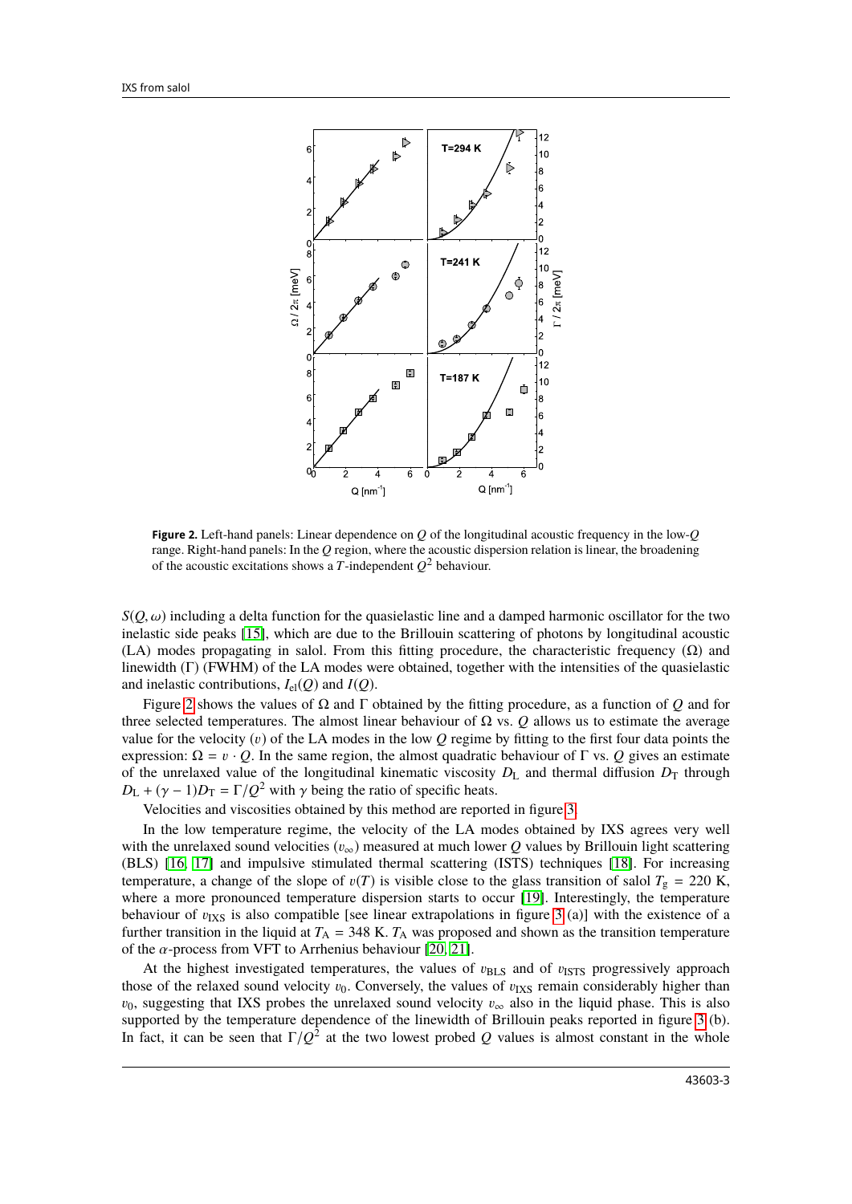**Figure 2.** Left-hand panels: Linear dependence on $Q$ of the longitudinal acoustic frequency in the low-$Q$ range. Right-hand panels: In the $Q$ region, where the acoustic dispersion relation is linear, the broadening of the acoustic excitations shows a $T$-independent $Q^2$ behaviour.

$S(Q,\omega)$ including a delta function for the quasielastic line and a damped harmonic oscillator for the two inelastic side peaks [15], which are due to the Brillouin scattering of photons by longitudinal acoustic (LA) modes propagating in salol. From this fitting procedure, the characteristic frequency ($\Omega$) and linewidth ($\Gamma$) (FWHM) of the LA modes were obtained, together with the intensities of the quasielastic and inelastic contributions, $I_{\rm el}(Q)$ and $I(Q)$.

Figure 2 shows the values of $\Omega$ and $\Gamma$ obtained by the fitting procedure, as a function of $Q$ and for three selected temperatures. The almost linear behaviour of $\Omega$ vs. $Q$ allows us to estimate the average value for the velocity ($v$) of the LA modes in the low $Q$ regime by fitting to the first four data points the expression: $\Omega = v \cdot Q$. In the same region, the almost quadratic behaviour of $\Gamma$ vs. $Q$ gives an estimate of the unrelaxed value of the longitudinal kinematic viscosity $D_{\rm L}$ and thermal diffusion $D_{\rm T}$ through $D_{\rm L} + (\gamma - 1)D_{\rm T} = \Gamma/Q^2$ with $\gamma$ being the ratio of specific heats.

Velocities and viscosities obtained by this method are reported in figure 3.

In the low temperature regime, the velocity of the LA modes obtained by IXS agrees very well with the unrelaxed sound velocities ($v_\infty$) measured at much lower $Q$ values by Brillouin light scattering (BLS) [16, 17] and impulsive stimulated thermal scattering (ISTS) techniques [18]. For increasing temperature, a change of the slope of $v(T)$ is visible close to the glass transition of salol $T_{\rm g} = 220$ K, where a more pronounced temperature dispersion starts to occur [19]. Interestingly, the temperature behaviour of $v_{\rm IXS}$ is also compatible [see linear extrapolations in figure 3 (a)] with the existence of a further transition in the liquid at $T_{\rm A} = 348$ K. $T_{\rm A}$ was proposed and shown as the transition temperature of the $\alpha$-process from VFT to Arrhenius behaviour [20, 21].

At the highest investigated temperatures, the values of $v_{\rm BLS}$ and of $v_{\rm ISTS}$ progressively approach those of the relaxed sound velocity $v_0$. Conversely, the values of $v_{\rm IXS}$ remain considerably higher than $v_0$, suggesting that IXS probes the unrelaxed sound velocity $v_\infty$ also in the liquid phase. This is also supported by the temperature dependence of the linewidth of Brillouin peaks reported in figure 3 (b). In fact, it can be seen that $\Gamma/Q^2$ at the two lowest probed $Q$ values is almost constant in the whole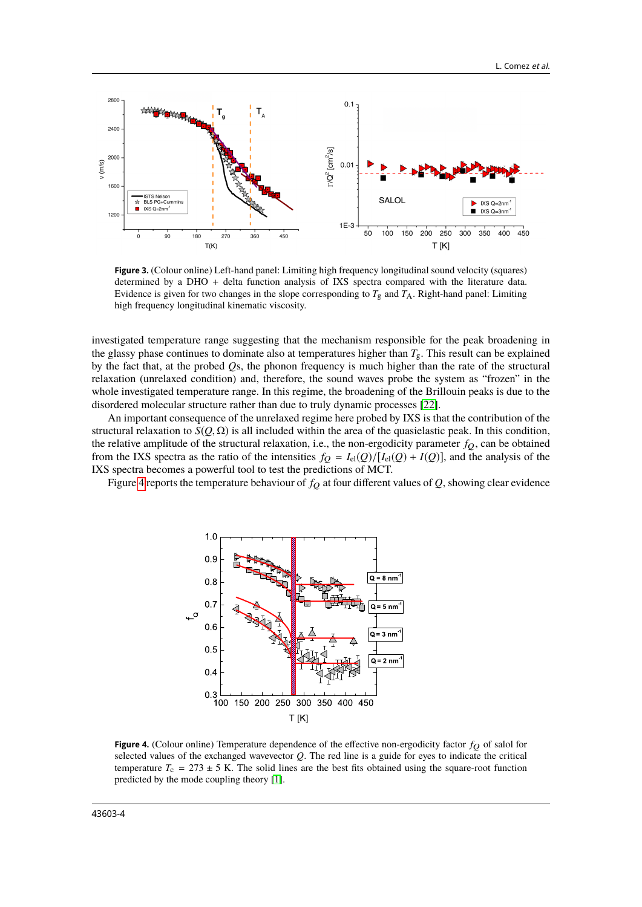**Figure 3.** (Colour online) Left-hand panel: Limiting high frequency longitudinal sound velocity (squares) determined by a DHO + delta function analysis of IXS spectra compared with the literature data. Evidence is given for two changes in the slope corresponding to $T_g$ and $T_A$. Right-hand panel: Limiting high frequency longitudinal kinematic viscosity.

investigated temperature range suggesting that the mechanism responsible for the peak broadening in the glassy phase continues to dominate also at temperatures higher than $T_g$. This result can be explained by the fact that, at the probed $Q$s, the phonon frequency is much higher than the rate of the structural relaxation (unrelaxed condition) and, therefore, the sound waves probe the system as "frozen" in the whole investigated temperature range. In this regime, the broadening of the Brillouin peaks is due to the disordered molecular structure rather than due to truly dynamic processes [22].

An important consequence of the unrelaxed regime here probed by IXS is that the contribution of the structural relaxation to $S(Q,\Omega)$ is all included within the area of the quasielastic peak. In this condition, the relative amplitude of the structural relaxation, i.e., the non-ergodicity parameter $f_Q$, can be obtained from the IXS spectra as the ratio of the intensities $f_Q = I_{\mathrm{el}}(Q)/[I_{\mathrm{el}}(Q) + I(Q)]$, and the analysis of the IXS spectra becomes a powerful tool to test the predictions of MCT.

Figure 4 reports the temperature behaviour of $f_Q$ at four different values of $Q$, showing clear evidence

**Figure 4.** (Colour online) Temperature dependence of the effective non-ergodicity factor $f_Q$ of salol for selected values of the exchanged wavevector $Q$. The red line is a guide for eyes to indicate the critical temperature $T_c = 273 \pm 5$ K. The solid lines are the best fits obtained using the square-root function predicted by the mode coupling theory [1].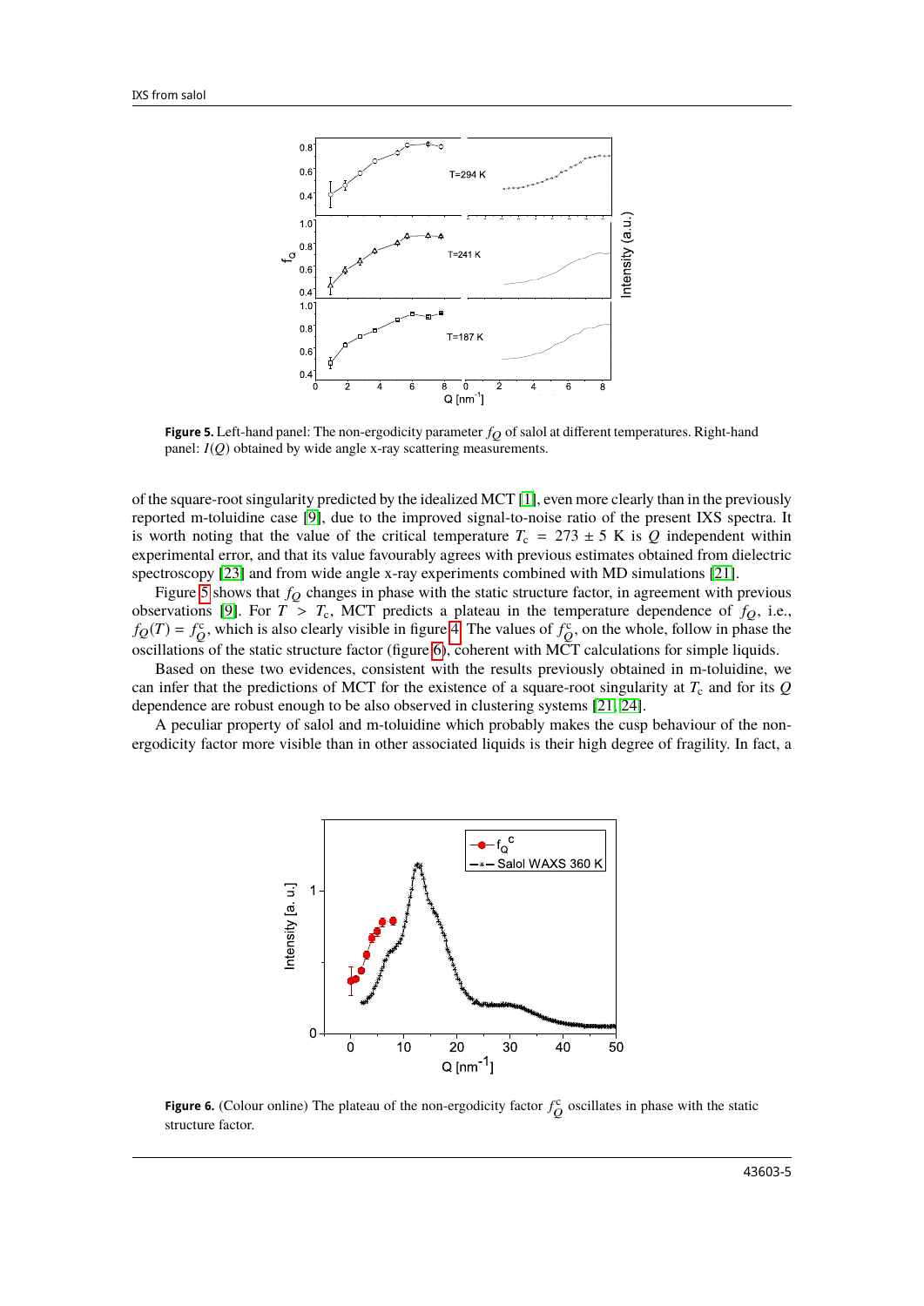**Figure 5.** Left-hand panel: The non-ergodicity parameter $f_Q$ of salol at different temperatures. Right-hand panel: $I(Q)$ obtained by wide angle x-ray scattering measurements.

of the square-root singularity predicted by the idealized MCT [1], even more clearly than in the previously reported m-toluidine case [9], due to the improved signal-to-noise ratio of the present IXS spectra. It is worth noting that the value of the critical temperature $T_c = 273 \pm 5$ K is $Q$ independent within experimental error, and that its value favourably agrees with previous estimates obtained from dielectric spectroscopy [23] and from wide angle x-ray experiments combined with MD simulations [21].

Figure 5 shows that $f_Q$ changes in phase with the static structure factor, in agreement with previous observations [9]. For $T > T_c$, MCT predicts a plateau in the temperature dependence of $f_Q$, i.e., $f_Q(T) = f_Q^c$, which is also clearly visible in figure 4. The values of $f_Q^c$, on the whole, follow in phase the oscillations of the static structure factor (figure 6), coherent with MCT calculations for simple liquids.

Based on these two evidences, consistent with the results previously obtained in m-toluidine, we can infer that the predictions of MCT for the existence of a square-root singularity at $T_c$ and for its $Q$ dependence are robust enough to be also observed in clustering systems [21, 24].

A peculiar property of salol and m-toluidine which probably makes the cusp behaviour of the non-ergodicity factor more visible than in other associated liquids is their high degree of fragility. In fact, a

**Figure 6.** (Colour online) The plateau of the non-ergodicity factor $f_Q^c$ oscillates in phase with the static structure factor.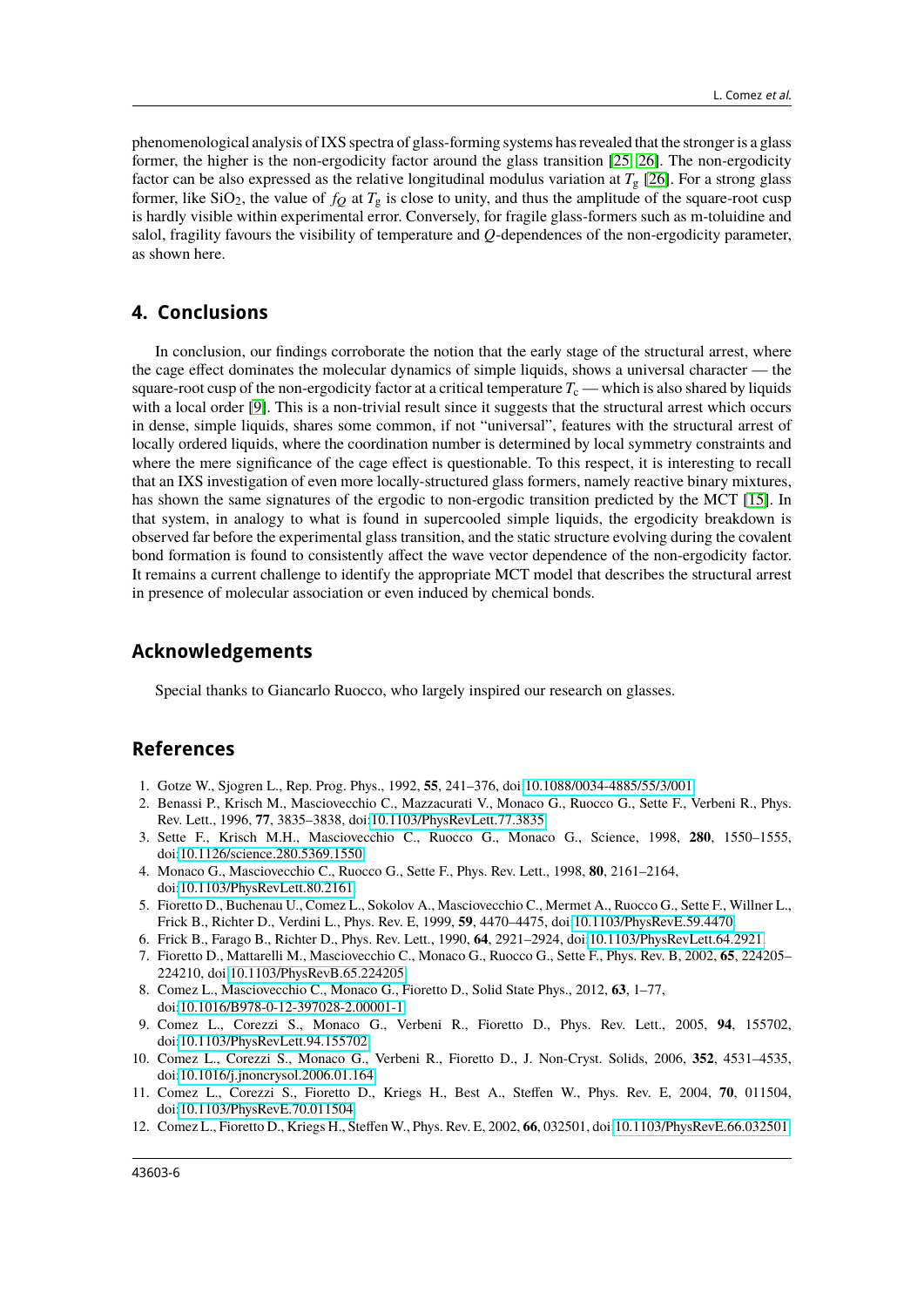phenomenological analysis of IXS spectra of glass-forming systems has revealed that the stronger is a glass former, the higher is the non-ergodicity factor around the glass transition [25, 26]. The non-ergodicity factor can be also expressed as the relative longitudinal modulus variation at $T_g$ [26]. For a strong glass former, like $SiO_2$, the value of $f_Q$ at $T_g$ is close to unity, and thus the amplitude of the square-root cusp is hardly visible within experimental error. Conversely, for fragile glass-formers such as m-toluidine and salol, fragility favours the visibility of temperature and $Q$-dependences of the non-ergodicity parameter, as shown here.

## 4. Conclusions

In conclusion, our findings corroborate the notion that the early stage of the structural arrest, where the cage effect dominates the molecular dynamics of simple liquids, shows a universal character — the square-root cusp of the non-ergodicity factor at a critical temperature $T_c$ — which is also shared by liquids with a local order [9]. This is a non-trivial result since it suggests that the structural arrest which occurs in dense, simple liquids, shares some common, if not "universal", features with the structural arrest of locally ordered liquids, where the coordination number is determined by local symmetry constraints and where the mere significance of the cage effect is questionable. To this respect, it is interesting to recall that an IXS investigation of even more locally-structured glass formers, namely reactive binary mixtures, has shown the same signatures of the ergodic to non-ergodic transition predicted by the MCT [15]. In that system, in analogy to what is found in supercooled simple liquids, the ergodicity breakdown is observed far before the experimental glass transition, and the static structure evolving during the covalent bond formation is found to consistently affect the wave vector dependence of the non-ergodicity factor. It remains a current challenge to identify the appropriate MCT model that describes the structural arrest in presence of molecular association or even induced by chemical bonds.

## Acknowledgements

Special thanks to Giancarlo Ruocco, who largely inspired our research on glasses.

## References

1. Gotze W., Sjogren L., Rep. Prog. Phys., 1992, **55**, 241–376, doi:10.1088/0034-4885/55/3/001.
2. Benassi P., Krisch M., Masciovecchio C., Mazzacurati V., Monaco G., Ruocco G., Sette F., Verbeni R., Phys. Rev. Lett., 1996, **77**, 3835–3838, doi:10.1103/PhysRevLett.77.3835.
3. Sette F., Krisch M.H., Masciovecchio C., Ruocco G., Monaco G., Science, 1998, **280**, 1550–1555, doi:10.1126/science.280.5369.1550.
4. Monaco G., Masciovecchio C., Ruocco G., Sette F., Phys. Rev. Lett., 1998, **80**, 2161–2164, doi:10.1103/PhysRevLett.80.2161.
5. Fioretto D., Buchenau U., Comez L., Sokolov A., Masciovecchio C., Mermet A., Ruocco G., Sette F., Willner L., Frick B., Richter D., Verdini L., Phys. Rev. E, 1999, **59**, 4470–4475, doi:10.1103/PhysRevE.59.4470.
6. Frick B., Farago B., Richter D., Phys. Rev. Lett., 1990, **64**, 2921–2924, doi:10.1103/PhysRevLett.64.2921.
7. Fioretto D., Mattarelli M., Masciovecchio C., Monaco G., Ruocco G., Sette F., Phys. Rev. B, 2002, **65**, 224205–224210, doi:10.1103/PhysRevB.65.224205.
8. Comez L., Masciovecchio C., Monaco G., Fioretto D., Solid State Phys., 2012, **63**, 1–77, doi:10.1016/B978-0-12-397028-2.00001-1.
9. Comez L., Corezzi S., Monaco G., Verbeni R., Fioretto D., Phys. Rev. Lett., 2005, **94**, 155702, doi:10.1103/PhysRevLett.94.155702.
10. Comez L., Corezzi S., Monaco G., Verbeni R., Fioretto D., J. Non-Cryst. Solids, 2006, **352**, 4531–4535, doi:10.1016/j.jnoncrysol.2006.01.164.
11. Comez L., Corezzi S., Fioretto D., Kriegs H., Best A., Steffen W., Phys. Rev. E, 2004, **70**, 011504, doi:10.1103/PhysRevE.70.011504.
12. Comez L., Fioretto D., Kriegs H., Steffen W., Phys. Rev. E, 2002, **66**, 032501, doi:10.1103/PhysRevE.66.032501.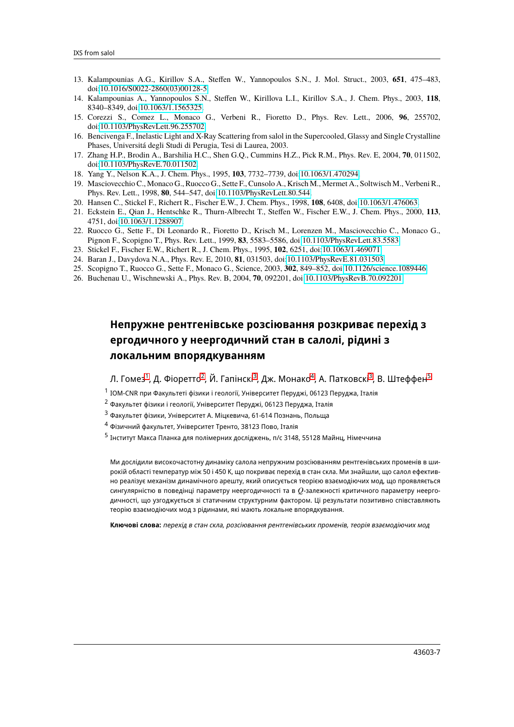13. Kalampounias A.G., Kirillov S.A., Steffen W., Yannopoulos S.N., J. Mol. Struct., 2003, **651**, 475–483, doi:10.1016/S0022-2860(03)00128-5.
14. Kalampounias A., Yannopoulos S.N., Steffen W., Kirillova L.I., Kirillov S.A., J. Chem. Phys., 2003, **118**, 8340–8349, doi:10.1063/1.1565325.
15. Corezzi S., Comez L., Monaco G., Verbeni R., Fioretto D., Phys. Rev. Lett., 2006, **96**, 255702, doi:10.1103/PhysRevLett.96.255702.
16. Bencivenga F., Inelastic Light and X-Ray Scattering from salol in the Supercooled, Glassy and Single Crystalline Phases, Universitá degli Studi di Perugia, Tesi di Laurea, 2003.
17. Zhang H.P., Brodin A., Barshilia H.C., Shen G.Q., Cummins H.Z., Pick R.M., Phys. Rev. E, 2004, **70**, 011502, doi:10.1103/PhysRevE.70.011502.
18. Yang Y., Nelson K.A., J. Chem. Phys., 1995, **103**, 7732–7739, doi:10.1063/1.470294.
19. Masciovecchio C., Monaco G., Ruocco G., Sette F., Cunsolo A., Krisch M., Mermet A., Soltwisch M., Verbeni R., Phys. Rev. Lett., 1998, **80**, 544–547, doi:10.1103/PhysRevLett.80.544.
20. Hansen C., Stickel F., Richert R., Fischer E.W., J. Chem. Phys., 1998, **108**, 6408, doi:10.1063/1.476063.
21. Eckstein E., Qian J., Hentschke R., Thurn-Albrecht T., Steffen W., Fischer E.W., J. Chem. Phys., 2000, **113**, 4751, doi:10.1063/1.1288907.
22. Ruocco G., Sette F., Di Leonardo R., Fioretto D., Krisch M., Lorenzen M., Masciovecchio C., Monaco G., Pignon F., Scopigno T., Phys. Rev. Lett., 1999, **83**, 5583–5586, doi:10.1103/PhysRevLett.83.5583.
23. Stickel F., Fischer E.W., Richert R., J. Chem. Phys., 1995, **102**, 6251, doi:10.1063/1.469071.
24. Baran J., Davydova N.A., Phys. Rev. E, 2010, **81**, 031503, doi:10.1103/PhysRevE.81.031503.
25. Scopigno T., Ruocco G., Sette F., Monaco G., Science, 2003, **302**, 849–852, doi:10.1126/science.1089446.
26. Buchenau U., Wischnewski A., Phys. Rev. B, 2004, **70**, 092201, doi:10.1103/PhysRevB.70.092201.

## Непружне рентгенівське розсіювання розкриває перехід з ергодичного у неергодичний стан в салолі, рідині з локальним впорядкуванням

Л. Гомез[1], Д. Фіоретто[2], Й. Гапінскі[3], Дж. Монако[4], А. Патковскі[3], В. Штеффен[5]

[1] IOM-CNR при Факультеті фізики і геології, Університет Перуджі, 06123 Перуджа, Італія

[2] Факультет фізики і геології, Університет Перуджі, 06123 Перуджа, Італія

[3] Факультет фізики, Університет А. Міцкевича, 61-614 Познань, Польща

[4] Фізичний факультет, Університет Тренто, 38123 Пово, Італія

[5] Інститут Макса Планка для полімерних досліджень, п/с 3148, 55128 Майнц, Німеччина

Ми дослідили високочастотну динаміку салола непружним розсіюванням рентгенівських променів в широкій області температур між 50 і 450 K, що покриває перехід в стан скла. Ми знайшли, що салол ефективно реалізує механізм динамічного арешту, який описується теорією взаємодіючих мод, що проявляється сингулярністю в поведінці параметру неергодичності та в $Q$-залежності критичного параметру неергодичності, що узгоджується зі статичним структурним фактором. Ці результати позитивно співставляють теорію взаємодіючих мод з рідинами, які мають локальне впорядкування.

**Ключові слова:** *перехід в стан скла, розсіювання рентгенівських променів, теорія взаємодіючих мод*